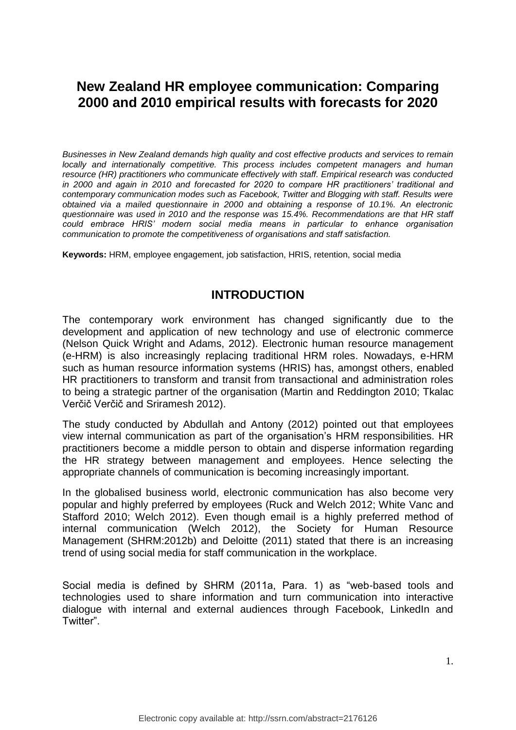# New Zealand HR employee communication: Comparing 2000 and 2010 empirical results with forecasts for 2020

*Businesses in New Zealand demands high quality and cost effective products and services to remain locally and internationally competitive. This process includes competent managers and human resource (HR) practitioners who communicate effectively with staff. Empirical research was conducted in 2000 and again in 2010 and forecasted for 2020 to compare HR practitioners' traditional and contemporary communication modes such as Facebook, Twitter and Blogging with staff. Results were obtained via a mailed questionnaire in 2000 and obtaining a response of 10.1%. An electronic questionnaire was used in 2010 and the response was 15.4%. Recommendations are that HR staff could embrace HRIS' modern social media means in particular to enhance organisation communication to promote the competitiveness of organisations and staff satisfaction.*

**Keywords:** HRM, employee engagement, job satisfaction, HRIS, retention, social media

## INTRODUCTION

The contemporary work environment has changed significantly due to the development and application of new technology and use of electronic commerce (Nelson Quick Wright and Adams, 2012). Electronic human resource management (e-HRM) is also increasingly replacing traditional HRM roles. Nowadays, e-HRM such as human resource information systems (HRIS) has, amongst others, enabled HR practitioners to transform and transit from transactional and administration roles to being a strategic partner of the organisation (Martin and Reddington 2010; Tkalac Verčič Verčič and Sriramesh 2012).

The study conducted by Abdullah and Antony (2012) pointed out that employees view internal communication as part of the organisation's HRM responsibilities. HR practitioners become a middle person to obtain and disperse information regarding the HR strategy between management and employees. Hence selecting the appropriate channels of communication is becoming increasingly important.

In the globalised business world, electronic communication has also become very popular and highly preferred by employees (Ruck and Welch 2012; White Vanc and Stafford 2010; Welch 2012). Even though email is a highly preferred method of internal communication (Welch 2012), the Society for Human Resource Management (SHRM:2012b) and Deloitte (2011) stated that there is an increasing trend of using social media for staff communication in the workplace.

Social media is defined by SHRM (2011a, Para. 1) as "web-based tools and technologies used to share information and turn communication into interactive dialogue with internal and external audiences through Facebook, LinkedIn and Twitter".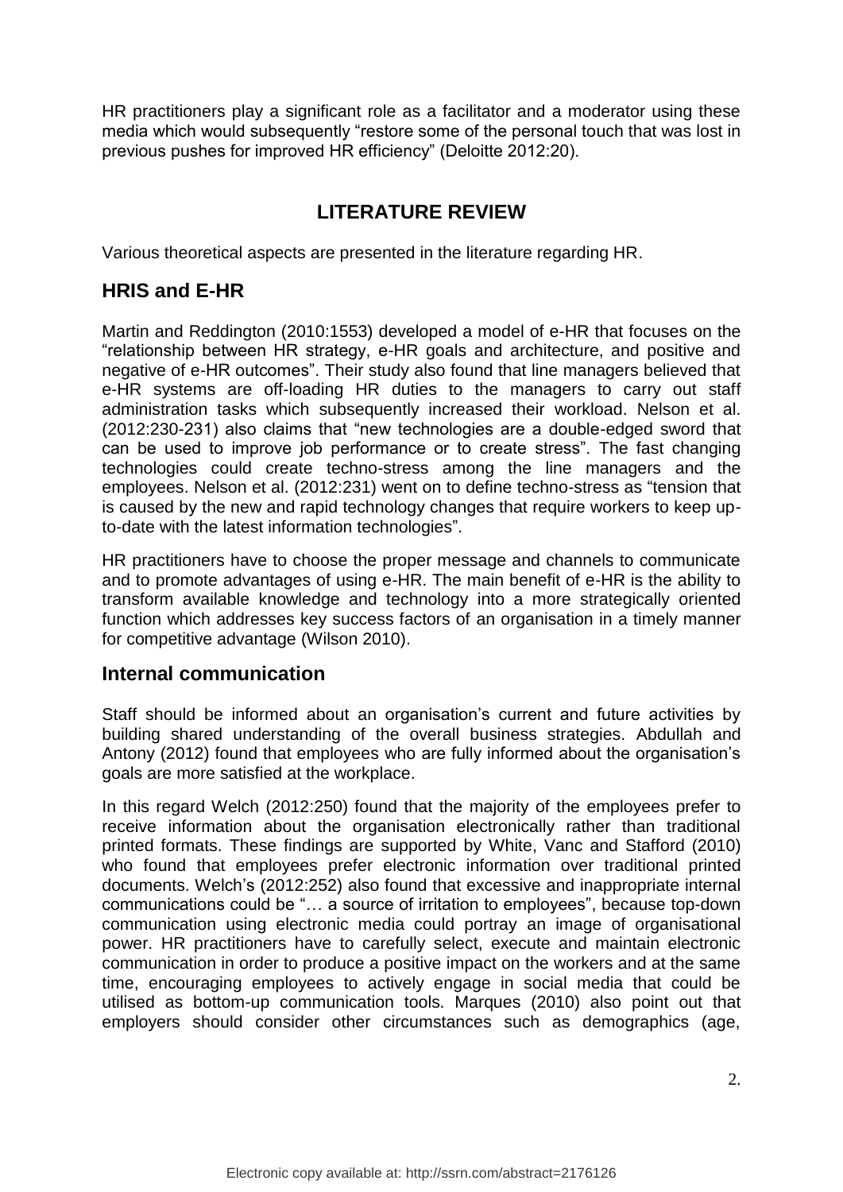HR practitioners play a significant role as a facilitator and a moderator using these media which would subsequently "restore some of the personal touch that was lost in previous pushes for improved HR efficiency" (Deloitte 2012:20).

## LITERATURE REVIEW

Various theoretical aspects are presented in the literature regarding HR.

### HRIS and E-HR

Martin and Reddington (2010:1553) developed a model of e-HR that focuses on the "relationship between HR strategy, e-HR goals and architecture, and positive and negative of e-HR outcomes". Their study also found that line managers believed that e-HR systems are off-loading HR duties to the managers to carry out staff administration tasks which subsequently increased their workload. Nelson et al. (2012:230-231) also claims that "new technologies are a double-edged sword that can be used to improve job performance or to create stress". The fast changing technologies could create techno-stress among the line managers and the employees. Nelson et al. (2012:231) went on to define techno-stress as "tension that is caused by the new and rapid technology changes that require workers to keep up-to-date with the latest information technologies".

HR practitioners have to choose the proper message and channels to communicate and to promote advantages of using e-HR. The main benefit of e-HR is the ability to transform available knowledge and technology into a more strategically oriented function which addresses key success factors of an organisation in a timely manner for competitive advantage (Wilson 2010).

### Internal communication

Staff should be informed about an organisation's current and future activities by building shared understanding of the overall business strategies. Abdullah and Antony (2012) found that employees who are fully informed about the organisation's goals are more satisfied at the workplace.

In this regard Welch (2012:250) found that the majority of the employees prefer to receive information about the organisation electronically rather than traditional printed formats. These findings are supported by White, Vanc and Stafford (2010) who found that employees prefer electronic information over traditional printed documents. Welch's (2012:252) also found that excessive and inappropriate internal communications could be "… a source of irritation to employees", because top-down communication using electronic media could portray an image of organisational power. HR practitioners have to carefully select, execute and maintain electronic communication in order to produce a positive impact on the workers and at the same time, encouraging employees to actively engage in social media that could be utilised as bottom-up communication tools. Marques (2010) also point out that employers should consider other circumstances such as demographics (age,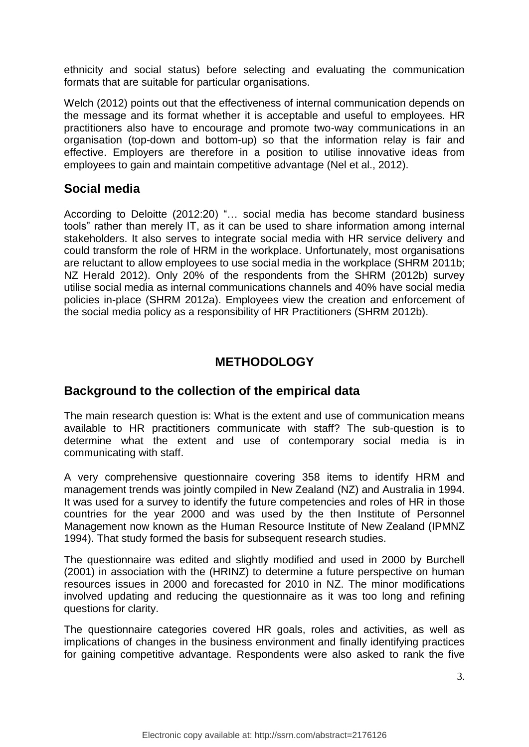ethnicity and social status) before selecting and evaluating the communication formats that are suitable for particular organisations.

Welch (2012) points out that the effectiveness of internal communication depends on the message and its format whether it is acceptable and useful to employees. HR practitioners also have to encourage and promote two-way communications in an organisation (top-down and bottom-up) so that the information relay is fair and effective. Employers are therefore in a position to utilise innovative ideas from employees to gain and maintain competitive advantage (Nel et al., 2012).

## Social media

According to Deloitte (2012:20) "… social media has become standard business tools" rather than merely IT, as it can be used to share information among internal stakeholders. It also serves to integrate social media with HR service delivery and could transform the role of HRM in the workplace. Unfortunately, most organisations are reluctant to allow employees to use social media in the workplace (SHRM 2011b; NZ Herald 2012). Only 20% of the respondents from the SHRM (2012b) survey utilise social media as internal communications channels and 40% have social media policies in-place (SHRM 2012a). Employees view the creation and enforcement of the social media policy as a responsibility of HR Practitioners (SHRM 2012b).

# METHODOLOGY

## Background to the collection of the empirical data

The main research question is: What is the extent and use of communication means available to HR practitioners communicate with staff? The sub-question is to determine what the extent and use of contemporary social media is in communicating with staff.

A very comprehensive questionnaire covering 358 items to identify HRM and management trends was jointly compiled in New Zealand (NZ) and Australia in 1994. It was used for a survey to identify the future competencies and roles of HR in those countries for the year 2000 and was used by the then Institute of Personnel Management now known as the Human Resource Institute of New Zealand (IPMNZ 1994). That study formed the basis for subsequent research studies.

The questionnaire was edited and slightly modified and used in 2000 by Burchell (2001) in association with the (HRINZ) to determine a future perspective on human resources issues in 2000 and forecasted for 2010 in NZ. The minor modifications involved updating and reducing the questionnaire as it was too long and refining questions for clarity.

The questionnaire categories covered HR goals, roles and activities, as well as implications of changes in the business environment and finally identifying practices for gaining competitive advantage. Respondents were also asked to rank the five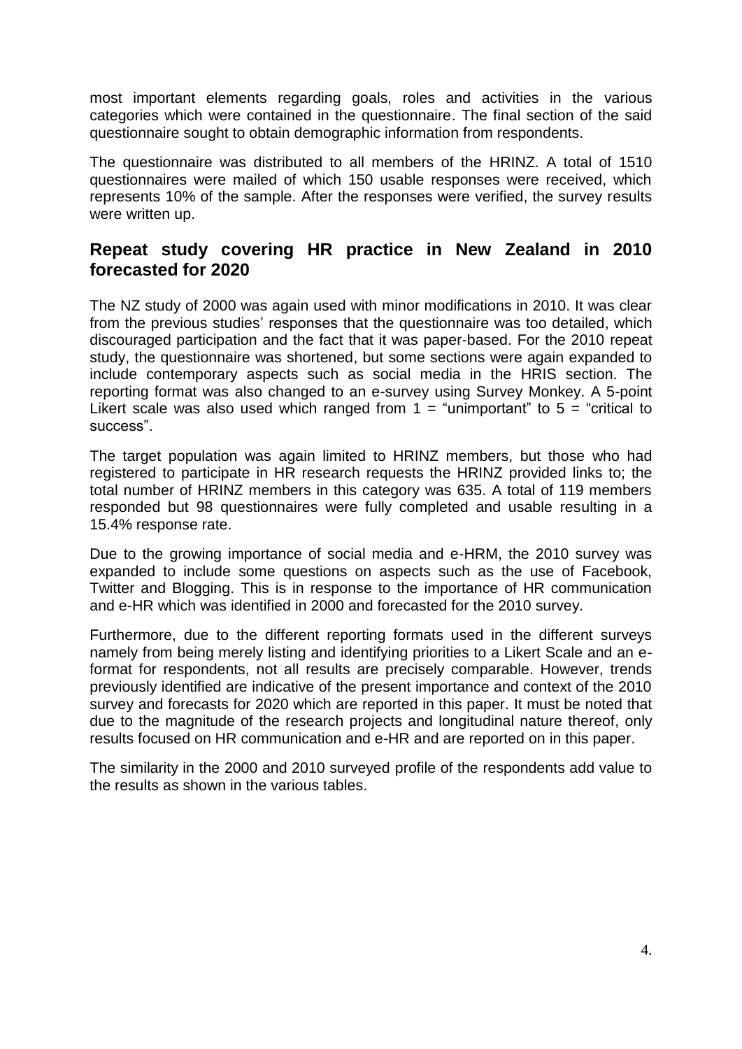most important elements regarding goals, roles and activities in the various categories which were contained in the questionnaire. The final section of the said questionnaire sought to obtain demographic information from respondents.

The questionnaire was distributed to all members of the HRINZ. A total of 1510 questionnaires were mailed of which 150 usable responses were received, which represents 10% of the sample. After the responses were verified, the survey results were written up.

## Repeat study covering HR practice in New Zealand in 2010 forecasted for 2020

The NZ study of 2000 was again used with minor modifications in 2010. It was clear from the previous studies' responses that the questionnaire was too detailed, which discouraged participation and the fact that it was paper-based. For the 2010 repeat study, the questionnaire was shortened, but some sections were again expanded to include contemporary aspects such as social media in the HRIS section. The reporting format was also changed to an e-survey using Survey Monkey. A 5-point Likert scale was also used which ranged from 1 = "unimportant" to 5 = "critical to success".

The target population was again limited to HRINZ members, but those who had registered to participate in HR research requests the HRINZ provided links to; the total number of HRINZ members in this category was 635. A total of 119 members responded but 98 questionnaires were fully completed and usable resulting in a 15.4% response rate.

Due to the growing importance of social media and e-HRM, the 2010 survey was expanded to include some questions on aspects such as the use of Facebook, Twitter and Blogging. This is in response to the importance of HR communication and e-HR which was identified in 2000 and forecasted for the 2010 survey.

Furthermore, due to the different reporting formats used in the different surveys namely from being merely listing and identifying priorities to a Likert Scale and an e-format for respondents, not all results are precisely comparable. However, trends previously identified are indicative of the present importance and context of the 2010 survey and forecasts for 2020 which are reported in this paper. It must be noted that due to the magnitude of the research projects and longitudinal nature thereof, only results focused on HR communication and e-HR and are reported on in this paper.

The similarity in the 2000 and 2010 surveyed profile of the respondents add value to the results as shown in the various tables.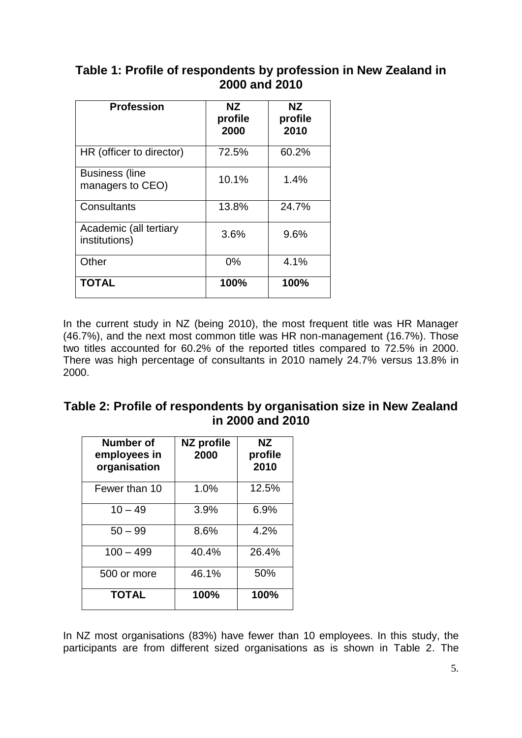## Table 1: Profile of respondents by profession in New Zealand in 2000 and 2010

| Profession | NZ profile 2000 | NZ profile 2010 |
|---|---|---|
| HR (officer to director) | 72.5% | 60.2% |
| Business (line managers to CEO) | 10.1% | 1.4% |
| Consultants | 13.8% | 24.7% |
| Academic (all tertiary institutions) | 3.6% | 9.6% |
| Other | 0% | 4.1% |
| **TOTAL** | **100%** | **100%** |

In the current study in NZ (being 2010), the most frequent title was HR Manager (46.7%), and the next most common title was HR non-management (16.7%). Those two titles accounted for 60.2% of the reported titles compared to 72.5% in 2000. There was high percentage of consultants in 2010 namely 24.7% versus 13.8% in 2000.

## Table 2: Profile of respondents by organisation size in New Zealand in 2000 and 2010

| Number of employees in organisation | NZ profile 2000 | NZ profile 2010 |
|---|---|---|
| Fewer than 10 | 1.0% | 12.5% |
| 10 – 49 | 3.9% | 6.9% |
| 50 – 99 | 8.6% | 4.2% |
| 100 – 499 | 40.4% | 26.4% |
| 500 or more | 46.1% | 50% |
| **TOTAL** | **100%** | **100%** |

In NZ most organisations (83%) have fewer than 10 employees. In this study, the participants are from different sized organisations as is shown in Table 2. The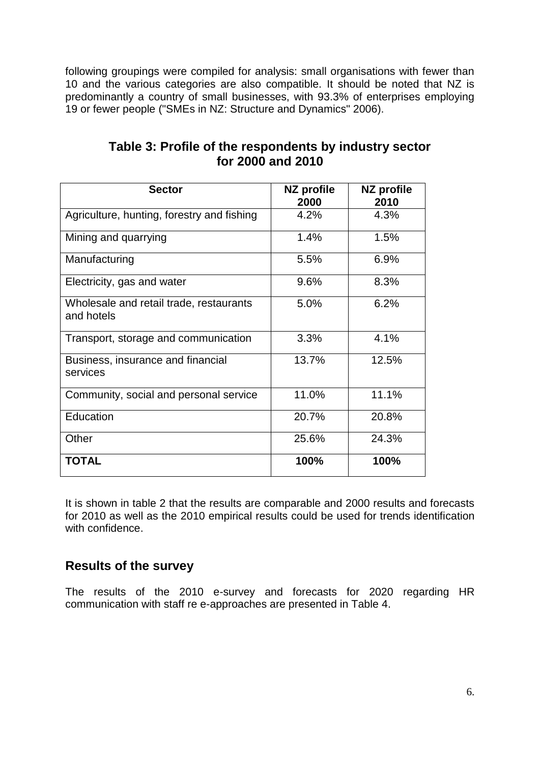following groupings were compiled for analysis: small organisations with fewer than 10 and the various categories are also compatible. It should be noted that NZ is predominantly a country of small businesses, with 93.3% of enterprises employing 19 or fewer people ("SMEs in NZ: Structure and Dynamics" 2006).

### Table 3: Profile of the respondents by industry sector for 2000 and 2010

| Sector | NZ profile 2000 | NZ profile 2010 |
|---|---|---|
| Agriculture, hunting, forestry and fishing | 4.2% | 4.3% |
| Mining and quarrying | 1.4% | 1.5% |
| Manufacturing | 5.5% | 6.9% |
| Electricity, gas and water | 9.6% | 8.3% |
| Wholesale and retail trade, restaurants and hotels | 5.0% | 6.2% |
| Transport, storage and communication | 3.3% | 4.1% |
| Business, insurance and financial services | 13.7% | 12.5% |
| Community, social and personal service | 11.0% | 11.1% |
| Education | 20.7% | 20.8% |
| Other | 25.6% | 24.3% |
| **TOTAL** | **100%** | **100%** |

It is shown in table 2 that the results are comparable and 2000 results and forecasts for 2010 as well as the 2010 empirical results could be used for trends identification with confidence.

## Results of the survey

The results of the 2010 e-survey and forecasts for 2020 regarding HR communication with staff re e-approaches are presented in Table 4.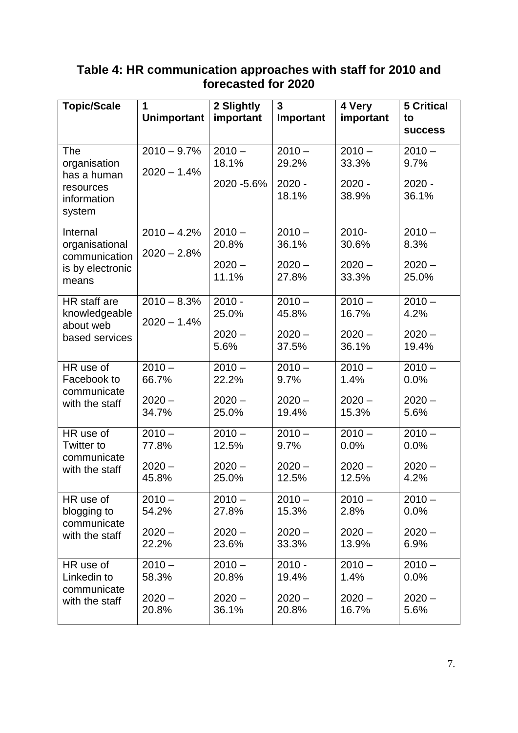### Table 4: HR communication approaches with staff for 2010 and forecasted for 2020

| Topic/Scale | 1 Unimportant | 2 Slightly important | 3 Important | 4 Very important | 5 Critical to success |
|---|---|---|---|---|---|
| The organisation has a human resources information system | 2010 – 9.7% 2020 – 1.4% | 2010 – 18.1% 2020 -5.6% | 2010 – 29.2% 2020 - 18.1% | 2010 – 33.3% 2020 - 38.9% | 2010 – 9.7% 2020 - 36.1% |
| Internal organisational communication is by electronic means | 2010 – 4.2% 2020 – 2.8% | 2010 – 20.8% 2020 – 11.1% | 2010 – 36.1% 2020 – 27.8% | 2010- 30.6% 2020 – 33.3% | 2010 – 8.3% 2020 – 25.0% |
| HR staff are knowledgeable about web based services | 2010 – 8.3% 2020 – 1.4% | 2010 - 25.0% 2020 – 5.6% | 2010 – 45.8% 2020 – 37.5% | 2010 – 16.7% 2020 – 36.1% | 2010 – 4.2% 2020 – 19.4% |
| HR use of Facebook to communicate with the staff | 2010 – 66.7% 2020 – 34.7% | 2010 – 22.2% 2020 – 25.0% | 2010 – 9.7% 2020 – 19.4% | 2010 – 1.4% 2020 – 15.3% | 2010 – 0.0% 2020 – 5.6% |
| HR use of Twitter to communicate with the staff | 2010 – 77.8% 2020 – 45.8% | 2010 – 12.5% 2020 – 25.0% | 2010 – 9.7% 2020 – 12.5% | 2010 – 0.0% 2020 – 12.5% | 2010 – 0.0% 2020 – 4.2% |
| HR use of blogging to communicate with the staff | 2010 – 54.2% 2020 – 22.2% | 2010 – 27.8% 2020 – 23.6% | 2010 – 15.3% 2020 – 33.3% | 2010 – 2.8% 2020 – 13.9% | 2010 – 0.0% 2020 – 6.9% |
| HR use of Linkedin to communicate with the staff | 2010 – 58.3% 2020 – 20.8% | 2010 – 20.8% 2020 – 36.1% | 2010 - 19.4% 2020 – 20.8% | 2010 – 1.4% 2020 – 16.7% | 2010 – 0.0% 2020 – 5.6% |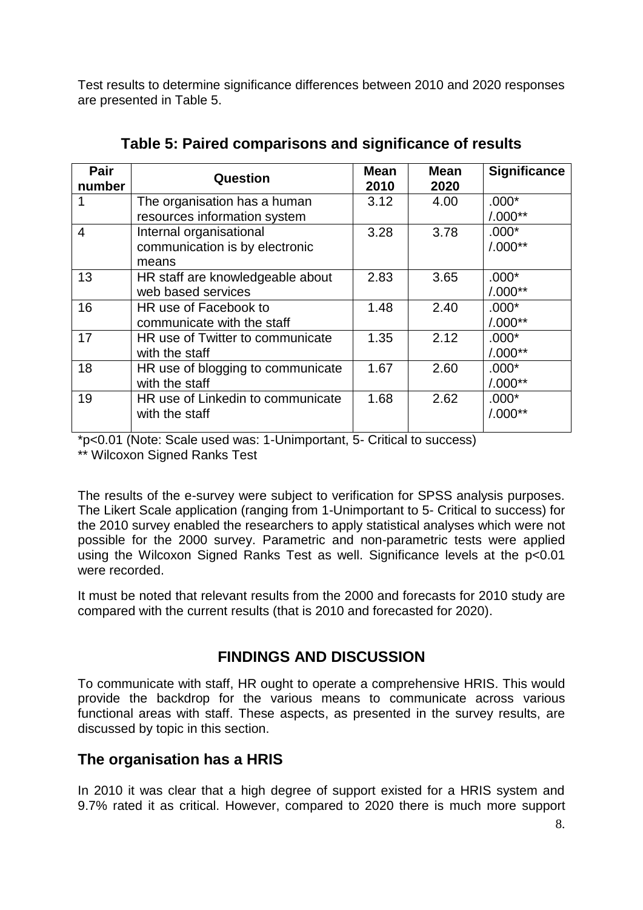Test results to determine significance differences between 2010 and 2020 responses are presented in Table 5.

**Table 5: Paired comparisons and significance of results**

| Pair number | Question | Mean 2010 | Mean 2020 | Significance |
|---|---|---|---|---|
| 1 | The organisation has a human resources information system | 3.12 | 4.00 | .000* /.000** |
| 4 | Internal organisational communication is by electronic means | 3.28 | 3.78 | .000* /.000** |
| 13 | HR staff are knowledgeable about web based services | 2.83 | 3.65 | .000* /.000** |
| 16 | HR use of Facebook to communicate with the staff | 1.48 | 2.40 | .000* /.000** |
| 17 | HR use of Twitter to communicate with the staff | 1.35 | 2.12 | .000* /.000** |
| 18 | HR use of blogging to communicate with the staff | 1.67 | 2.60 | .000* /.000** |
| 19 | HR use of Linkedin to communicate with the staff | 1.68 | 2.62 | .000* /.000** |

*$p<0.01$ (Note: Scale used was: 1-Unimportant, 5- Critical to success)

** Wilcoxon Signed Ranks Test

The results of the e-survey were subject to verification for SPSS analysis purposes. The Likert Scale application (ranging from 1-Unimportant to 5- Critical to success) for the 2010 survey enabled the researchers to apply statistical analyses which were not possible for the 2000 survey. Parametric and non-parametric tests were applied using the Wilcoxon Signed Ranks Test as well. Significance levels at the $p<0.01$ were recorded.

It must be noted that relevant results from the 2000 and forecasts for 2010 study are compared with the current results (that is 2010 and forecasted for 2020).

## FINDINGS AND DISCUSSION

To communicate with staff, HR ought to operate a comprehensive HRIS. This would provide the backdrop for the various means to communicate across various functional areas with staff. These aspects, as presented in the survey results, are discussed by topic in this section.

### The organisation has a HRIS

In 2010 it was clear that a high degree of support existed for a HRIS system and 9.7% rated it as critical. However, compared to 2020 there is much more support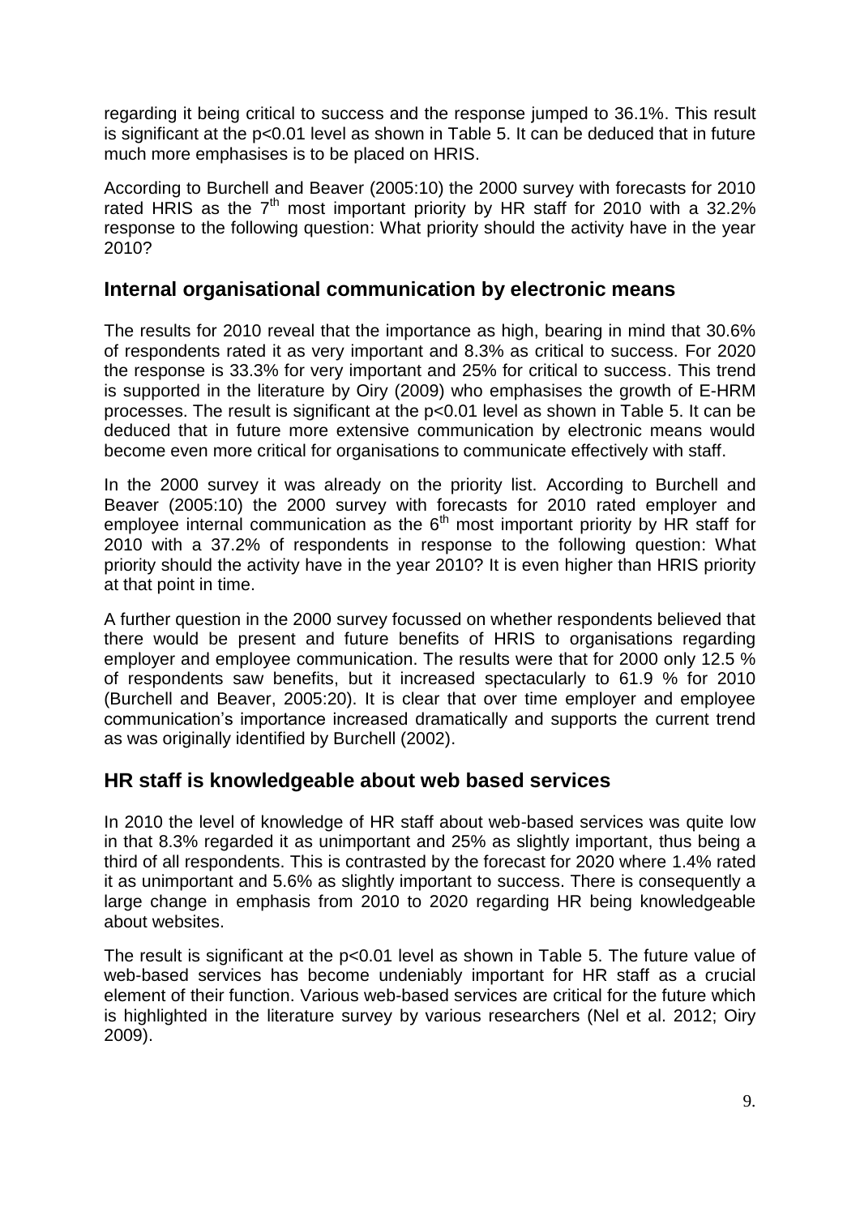regarding it being critical to success and the response jumped to 36.1%. This result is significant at the $p<0.01$ level as shown in Table 5. It can be deduced that in future much more emphasises is to be placed on HRIS.

According to Burchell and Beaver (2005:10) the 2000 survey with forecasts for 2010 rated HRIS as the 7th most important priority by HR staff for 2010 with a 32.2% response to the following question: What priority should the activity have in the year 2010?

## Internal organisational communication by electronic means

The results for 2010 reveal that the importance as high, bearing in mind that 30.6% of respondents rated it as very important and 8.3% as critical to success. For 2020 the response is 33.3% for very important and 25% for critical to success. This trend is supported in the literature by Oiry (2009) who emphasises the growth of E-HRM processes. The result is significant at the $p<0.01$ level as shown in Table 5. It can be deduced that in future more extensive communication by electronic means would become even more critical for organisations to communicate effectively with staff.

In the 2000 survey it was already on the priority list. According to Burchell and Beaver (2005:10) the 2000 survey with forecasts for 2010 rated employer and employee internal communication as the 6th most important priority by HR staff for 2010 with a 37.2% of respondents in response to the following question: What priority should the activity have in the year 2010? It is even higher than HRIS priority at that point in time.

A further question in the 2000 survey focussed on whether respondents believed that there would be present and future benefits of HRIS to organisations regarding employer and employee communication. The results were that for 2000 only 12.5 % of respondents saw benefits, but it increased spectacularly to 61.9 % for 2010 (Burchell and Beaver, 2005:20). It is clear that over time employer and employee communication's importance increased dramatically and supports the current trend as was originally identified by Burchell (2002).

## HR staff is knowledgeable about web based services

In 2010 the level of knowledge of HR staff about web-based services was quite low in that 8.3% regarded it as unimportant and 25% as slightly important, thus being a third of all respondents. This is contrasted by the forecast for 2020 where 1.4% rated it as unimportant and 5.6% as slightly important to success. There is consequently a large change in emphasis from 2010 to 2020 regarding HR being knowledgeable about websites.

The result is significant at the $p<0.01$ level as shown in Table 5. The future value of web-based services has become undeniably important for HR staff as a crucial element of their function. Various web-based services are critical for the future which is highlighted in the literature survey by various researchers (Nel et al. 2012; Oiry 2009).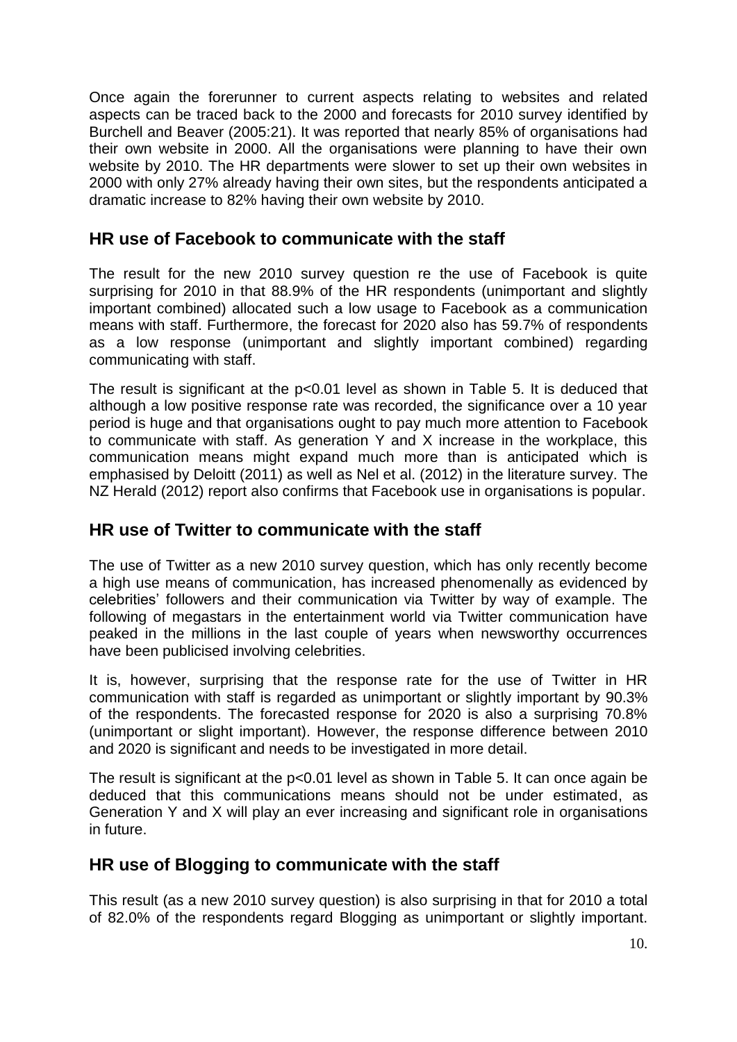Once again the forerunner to current aspects relating to websites and related aspects can be traced back to the 2000 and forecasts for 2010 survey identified by Burchell and Beaver (2005:21). It was reported that nearly 85% of organisations had their own website in 2000. All the organisations were planning to have their own website by 2010. The HR departments were slower to set up their own websites in 2000 with only 27% already having their own sites, but the respondents anticipated a dramatic increase to 82% having their own website by 2010.

## HR use of Facebook to communicate with the staff

The result for the new 2010 survey question re the use of Facebook is quite surprising for 2010 in that 88.9% of the HR respondents (unimportant and slightly important combined) allocated such a low usage to Facebook as a communication means with staff. Furthermore, the forecast for 2020 also has 59.7% of respondents as a low response (unimportant and slightly important combined) regarding communicating with staff.

The result is significant at the $p<0.01$ level as shown in Table 5. It is deduced that although a low positive response rate was recorded, the significance over a 10 year period is huge and that organisations ought to pay much more attention to Facebook to communicate with staff. As generation Y and X increase in the workplace, this communication means might expand much more than is anticipated which is emphasised by Deloitt (2011) as well as Nel et al. (2012) in the literature survey. The NZ Herald (2012) report also confirms that Facebook use in organisations is popular.

## HR use of Twitter to communicate with the staff

The use of Twitter as a new 2010 survey question, which has only recently become a high use means of communication, has increased phenomenally as evidenced by celebrities' followers and their communication via Twitter by way of example. The following of megastars in the entertainment world via Twitter communication have peaked in the millions in the last couple of years when newsworthy occurrences have been publicised involving celebrities.

It is, however, surprising that the response rate for the use of Twitter in HR communication with staff is regarded as unimportant or slightly important by 90.3% of the respondents. The forecasted response for 2020 is also a surprising 70.8% (unimportant or slight important). However, the response difference between 2010 and 2020 is significant and needs to be investigated in more detail.

The result is significant at the $p<0.01$ level as shown in Table 5. It can once again be deduced that this communications means should not be under estimated, as Generation Y and X will play an ever increasing and significant role in organisations in future.

## HR use of Blogging to communicate with the staff

This result (as a new 2010 survey question) is also surprising in that for 2010 a total of 82.0% of the respondents regard Blogging as unimportant or slightly important.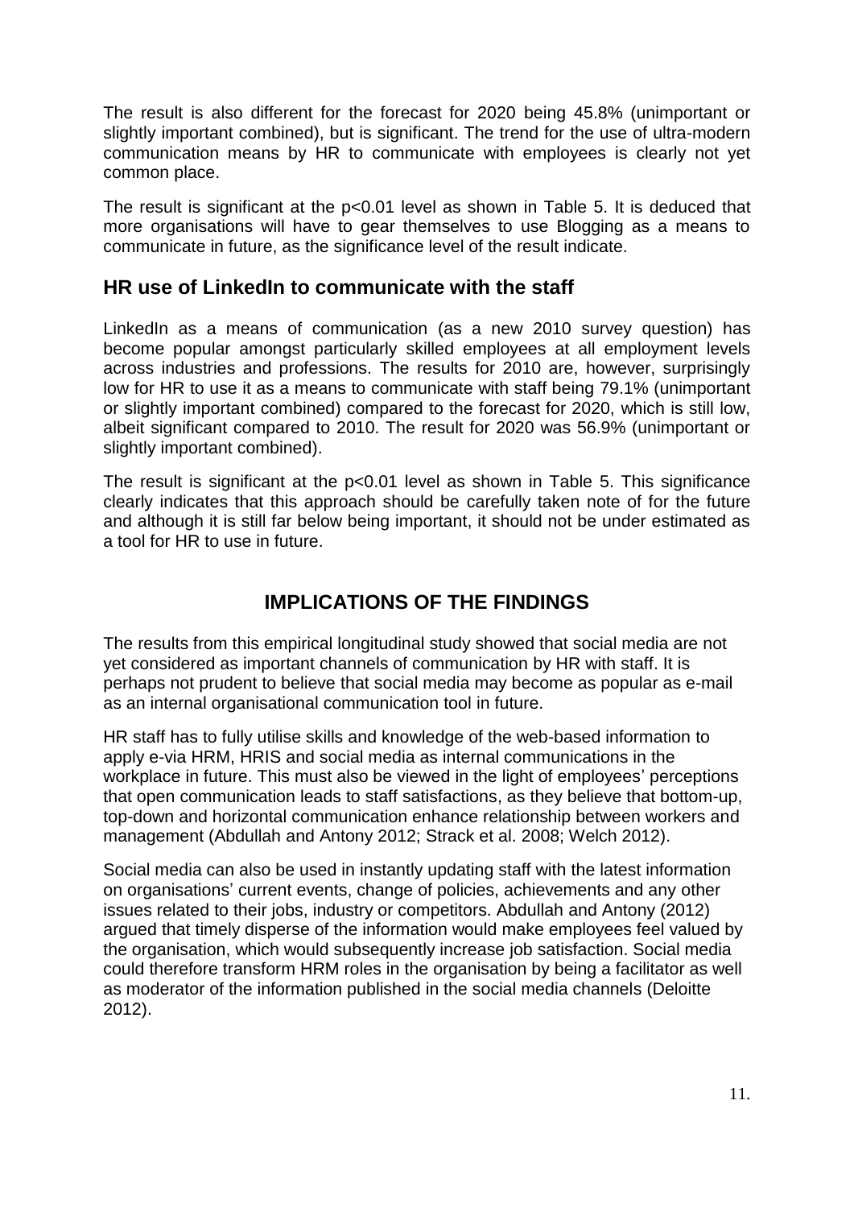The result is also different for the forecast for 2020 being 45.8% (unimportant or slightly important combined), but is significant. The trend for the use of ultra-modern communication means by HR to communicate with employees is clearly not yet common place.

The result is significant at the $p<0.01$ level as shown in Table 5. It is deduced that more organisations will have to gear themselves to use Blogging as a means to communicate in future, as the significance level of the result indicate.

## HR use of LinkedIn to communicate with the staff

LinkedIn as a means of communication (as a new 2010 survey question) has become popular amongst particularly skilled employees at all employment levels across industries and professions. The results for 2010 are, however, surprisingly low for HR to use it as a means to communicate with staff being 79.1% (unimportant or slightly important combined) compared to the forecast for 2020, which is still low, albeit significant compared to 2010. The result for 2020 was 56.9% (unimportant or slightly important combined).

The result is significant at the $p<0.01$ level as shown in Table 5. This significance clearly indicates that this approach should be carefully taken note of for the future and although it is still far below being important, it should not be under estimated as a tool for HR to use in future.

# IMPLICATIONS OF THE FINDINGS

The results from this empirical longitudinal study showed that social media are not yet considered as important channels of communication by HR with staff. It is perhaps not prudent to believe that social media may become as popular as e-mail as an internal organisational communication tool in future.

HR staff has to fully utilise skills and knowledge of the web-based information to apply e-via HRM, HRIS and social media as internal communications in the workplace in future. This must also be viewed in the light of employees' perceptions that open communication leads to staff satisfactions, as they believe that bottom-up, top-down and horizontal communication enhance relationship between workers and management (Abdullah and Antony 2012; Strack et al. 2008; Welch 2012).

Social media can also be used in instantly updating staff with the latest information on organisations' current events, change of policies, achievements and any other issues related to their jobs, industry or competitors. Abdullah and Antony (2012) argued that timely disperse of the information would make employees feel valued by the organisation, which would subsequently increase job satisfaction. Social media could therefore transform HRM roles in the organisation by being a facilitator as well as moderator of the information published in the social media channels (Deloitte 2012).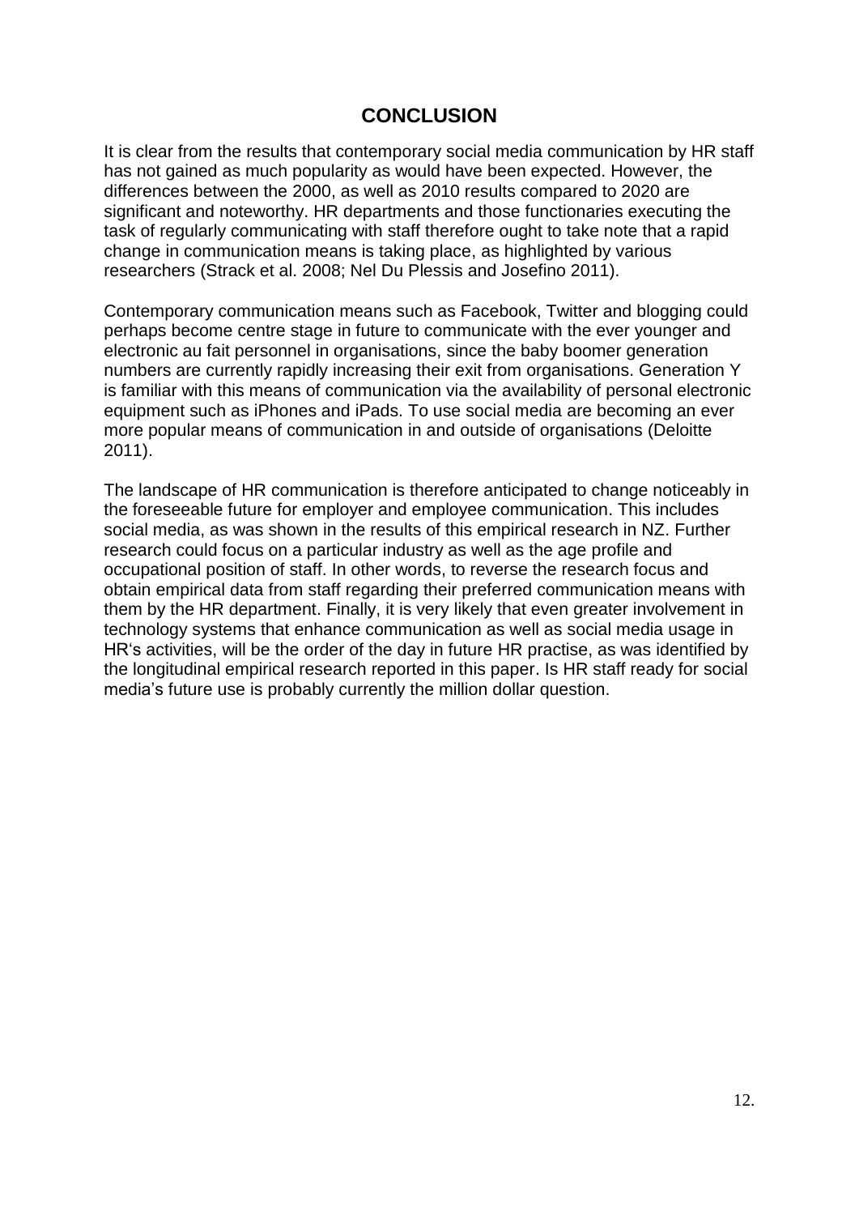# CONCLUSION

It is clear from the results that contemporary social media communication by HR staff has not gained as much popularity as would have been expected. However, the differences between the 2000, as well as 2010 results compared to 2020 are significant and noteworthy. HR departments and those functionaries executing the task of regularly communicating with staff therefore ought to take note that a rapid change in communication means is taking place, as highlighted by various researchers (Strack et al. 2008; Nel Du Plessis and Josefino 2011).

Contemporary communication means such as Facebook, Twitter and blogging could perhaps become centre stage in future to communicate with the ever younger and electronic au fait personnel in organisations, since the baby boomer generation numbers are currently rapidly increasing their exit from organisations. Generation Y is familiar with this means of communication via the availability of personal electronic equipment such as iPhones and iPads. To use social media are becoming an ever more popular means of communication in and outside of organisations (Deloitte 2011).

The landscape of HR communication is therefore anticipated to change noticeably in the foreseeable future for employer and employee communication. This includes social media, as was shown in the results of this empirical research in NZ. Further research could focus on a particular industry as well as the age profile and occupational position of staff. In other words, to reverse the research focus and obtain empirical data from staff regarding their preferred communication means with them by the HR department. Finally, it is very likely that even greater involvement in technology systems that enhance communication as well as social media usage in HR's activities, will be the order of the day in future HR practise, as was identified by the longitudinal empirical research reported in this paper. Is HR staff ready for social media's future use is probably currently the million dollar question.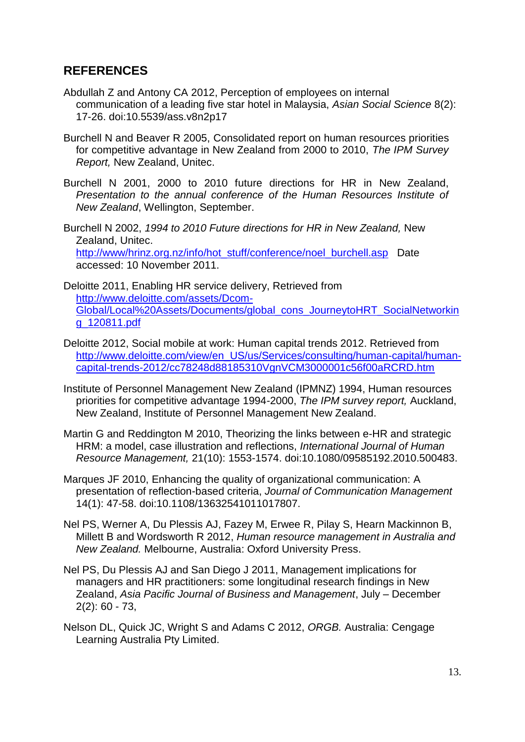## REFERENCES

Abdullah Z and Antony CA 2012, Perception of employees on internal communication of a leading five star hotel in Malaysia, *Asian Social Science* 8(2): 17-26. doi:10.5539/ass.v8n2p17

Burchell N and Beaver R 2005, Consolidated report on human resources priorities for competitive advantage in New Zealand from 2000 to 2010, *The IPM Survey Report,* New Zealand, Unitec.

Burchell N 2001, 2000 to 2010 future directions for HR in New Zealand, *Presentation to the annual conference of the Human Resources Institute of New Zealand*, Wellington, September.

Burchell N 2002, *1994 to 2010 Future directions for HR in New Zealand,* New Zealand, Unitec. http://www/hrinz.org.nz/info/hot_stuff/conference/noel_burchell.asp Date accessed: 10 November 2011.

Deloitte 2011, Enabling HR service delivery, Retrieved from http://www.deloitte.com/assets/Dcom-Global/Local%20Assets/Documents/global_cons_JourneytoHRT_SocialNetworking_120811.pdf

Deloitte 2012, Social mobile at work: Human capital trends 2012. Retrieved from http://www.deloitte.com/view/en_US/us/Services/consulting/human-capital/human-capital-trends-2012/cc78248d88185310VgnVCM3000001c56f00aRCRD.htm

Institute of Personnel Management New Zealand (IPMNZ) 1994, Human resources priorities for competitive advantage 1994-2000, *The IPM survey report,* Auckland, New Zealand, Institute of Personnel Management New Zealand.

Martin G and Reddington M 2010, Theorizing the links between e-HR and strategic HRM: a model, case illustration and reflections, *International Journal of Human Resource Management,* 21(10): 1553-1574. doi:10.1080/09585192.2010.500483.

Marques JF 2010, Enhancing the quality of organizational communication: A presentation of reflection-based criteria, *Journal of Communication Management* 14(1): 47-58. doi:10.1108/13632541011017807.

Nel PS, Werner A, Du Plessis AJ, Fazey M, Erwee R, Pilay S, Hearn Mackinnon B, Millett B and Wordsworth R 2012, *Human resource management in Australia and New Zealand.* Melbourne, Australia: Oxford University Press.

Nel PS, Du Plessis AJ and San Diego J 2011, Management implications for managers and HR practitioners: some longitudinal research findings in New Zealand, *Asia Pacific Journal of Business and Management*, July – December 2(2): 60 - 73,

Nelson DL, Quick JC, Wright S and Adams C 2012, *ORGB.* Australia: Cengage Learning Australia Pty Limited.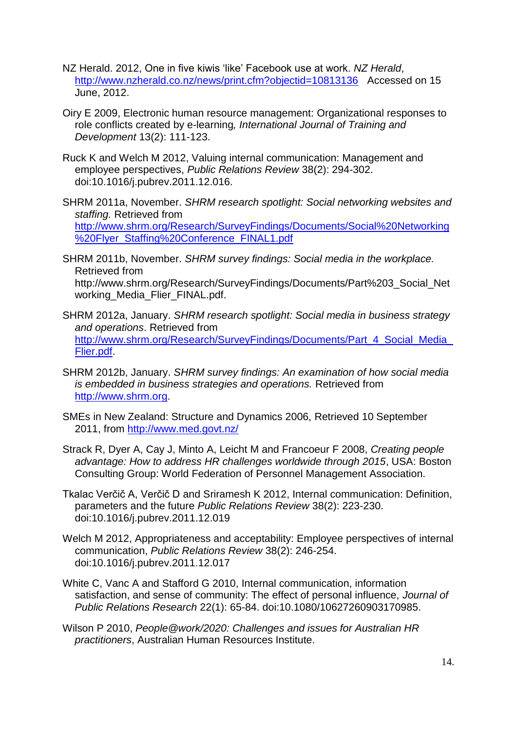NZ Herald. 2012, One in five kiwis 'like' Facebook use at work. *NZ Herald*, http://www.nzherald.co.nz/news/print.cfm?objectid=10813136 Accessed on 15 June, 2012.

Oiry E 2009, Electronic human resource management: Organizational responses to role conflicts created by e-learning*, International Journal of Training and Development* 13(2): 111-123.

Ruck K and Welch M 2012, Valuing internal communication: Management and employee perspectives, *Public Relations Review* 38(2): 294-302. doi:10.1016/j.pubrev.2011.12.016.

SHRM 2011a, November. *SHRM research spotlight: Social networking websites and staffing.* Retrieved from http://www.shrm.org/Research/SurveyFindings/Documents/Social%20Networking%20Flyer_Staffing%20Conference_FINAL1.pdf

SHRM 2011b, November. *SHRM survey findings: Social media in the workplace.* Retrieved from http://www.shrm.org/Research/SurveyFindings/Documents/Part%203_Social_Networking_Media_Flier_FINAL.pdf.

SHRM 2012a, January. *SHRM research spotlight: Social media in business strategy and operations*. Retrieved from http://www.shrm.org/Research/SurveyFindings/Documents/Part_4_Social_Media_Flier.pdf.

SHRM 2012b, January. *SHRM survey findings: An examination of how social media is embedded in business strategies and operations.* Retrieved from http://www.shrm.org.

SMEs in New Zealand: Structure and Dynamics 2006, Retrieved 10 September 2011, from http://www.med.govt.nz/

Strack R, Dyer A, Cay J, Minto A, Leicht M and Francoeur F 2008, *Creating people advantage: How to address HR challenges worldwide through 2015*, USA: Boston Consulting Group: World Federation of Personnel Management Association.

Tkalac Verčič A, Verčič D and Sriramesh K 2012, Internal communication: Definition, parameters and the future *Public Relations Review* 38(2): 223-230. doi:10.1016/j.pubrev.2011.12.019

Welch M 2012, Appropriateness and acceptability: Employee perspectives of internal communication, *Public Relations Review* 38(2): 246-254. doi:10.1016/j.pubrev.2011.12.017

White C, Vanc A and Stafford G 2010, Internal communication, information satisfaction, and sense of community: The effect of personal influence, *Journal of Public Relations Research* 22(1): 65-84. doi:10.1080/10627260903170985.

Wilson P 2010, *People@work/2020: Challenges and issues for Australian HR practitioners*, Australian Human Resources Institute.